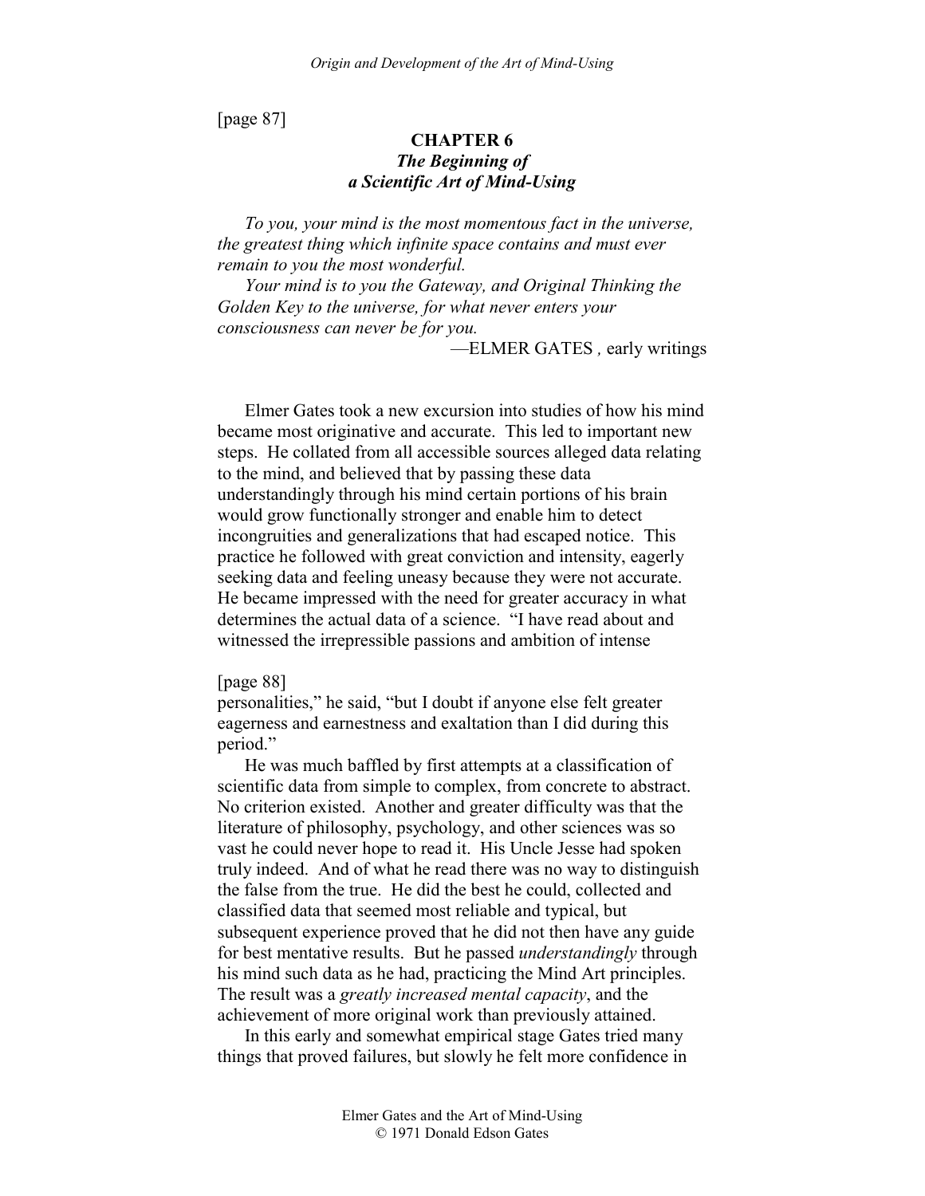[page 87]

# CHAPTER 6

## *The Beginning of a Scientific Art of Mind-Using*

*To you, your mind is the most momentous fact in the universe, the greatest thing which infinite space contains and must ever remain to you the most wonderful.*

*Your mind is to you the Gateway, and Original Thinking the Golden Key to the universe, for what never enters your consciousness can never be for you.*

—ELMER GATES , early writings

Elmer Gates took a new excursion into studies of how his mind became most originative and accurate. This led to important new steps. He collated from all accessible sources alleged data relating to the mind, and believed that by passing these data understandingly through his mind certain portions of his brain would grow functionally stronger and enable him to detect incongruities and generalizations that had escaped notice. This practice he followed with great conviction and intensity, eagerly seeking data and feeling uneasy because they were not accurate. He became impressed with the need for greater accuracy in what determines the actual data of a science. "I have read about and witnessed the irrepressible passions and ambition of intense

[page 88]

personalities," he said, "but I doubt if anyone else felt greater eagerness and earnestness and exaltation than I did during this period."

He was much baffled by first attempts at a classification of scientific data from simple to complex, from concrete to abstract. No criterion existed. Another and greater difficulty was that the literature of philosophy, psychology, and other sciences was so vast he could never hope to read it. His Uncle Jesse had spoken truly indeed. And of what he read there was no way to distinguish the false from the true. He did the best he could, collected and classified data that seemed most reliable and typical, but subsequent experience proved that he did not then have any guide for best mentative results. But he passed *understandingly* through his mind such data as he had, practicing the Mind Art principles. The result was a *greatly increased mental capacity*, and the achievement of more original work than previously attained.

In this early and somewhat empirical stage Gates tried many things that proved failures, but slowly he felt more confidence in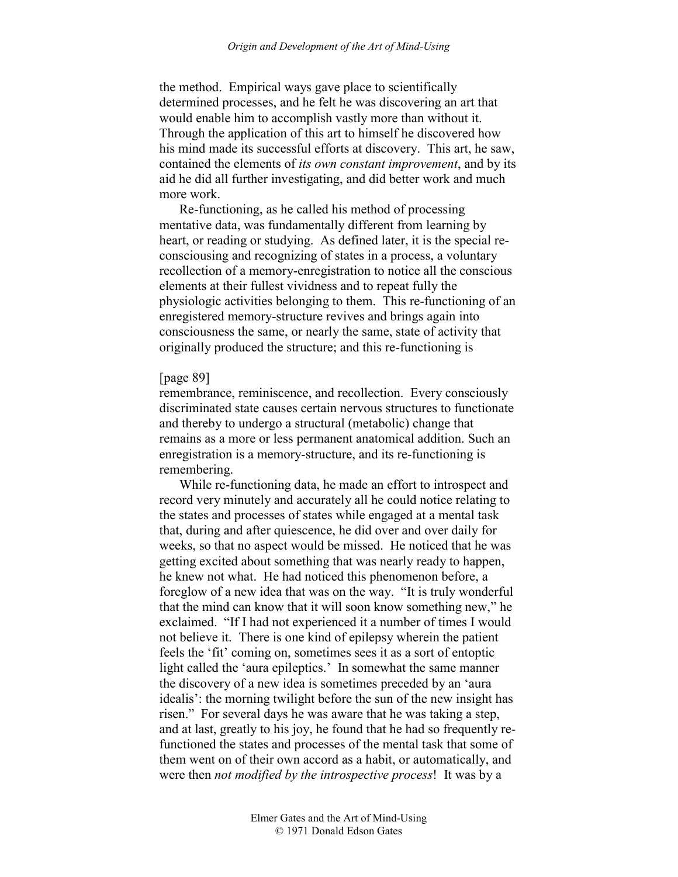the method. Empirical ways gave place to scientifically determined processes, and he felt he was discovering an art that would enable him to accomplish vastly more than without it. Through the application of this art to himself he discovered how his mind made its successful efforts at discovery. This art, he saw, contained the elements of *its own constant improvement*, and by its aid he did all further investigating, and did better work and much more work.

Re-functioning, as he called his method of processing mentative data, was fundamentally different from learning by heart, or reading or studying. As defined later, it is the special re-consciousing and recognizing of states in a process, a voluntary recollection of a memory-enregistration to notice all the conscious elements at their fullest vividness and to repeat fully the physiologic activities belonging to them. This re-functioning of an enregistered memory-structure revives and brings again into consciousness the same, or nearly the same, state of activity that originally produced the structure; and this re-functioning is

[page 89]

remembrance, reminiscence, and recollection. Every consciously discriminated state causes certain nervous structures to functionate and thereby to undergo a structural (metabolic) change that remains as a more or less permanent anatomical addition. Such an enregistration is a memory-structure, and its re-functioning is remembering.

While re-functioning data, he made an effort to introspect and record very minutely and accurately all he could notice relating to the states and processes of states while engaged at a mental task that, during and after quiescence, he did over and over daily for weeks, so that no aspect would be missed. He noticed that he was getting excited about something that was nearly ready to happen, he knew not what. He had noticed this phenomenon before, a foreglow of a new idea that was on the way. "It is truly wonderful that the mind can know that it will soon know something new," he exclaimed. "If I had not experienced it a number of times I would not believe it. There is one kind of epilepsy wherein the patient feels the 'fit' coming on, sometimes sees it as a sort of entoptic light called the 'aura epileptics.' In somewhat the same manner the discovery of a new idea is sometimes preceded by an 'aura idealis': the morning twilight before the sun of the new insight has risen." For several days he was aware that he was taking a step, and at last, greatly to his joy, he found that he had so frequently re-functioned the states and processes of the mental task that some of them went on of their own accord as a habit, or automatically, and were then *not modified by the introspective process*! It was by a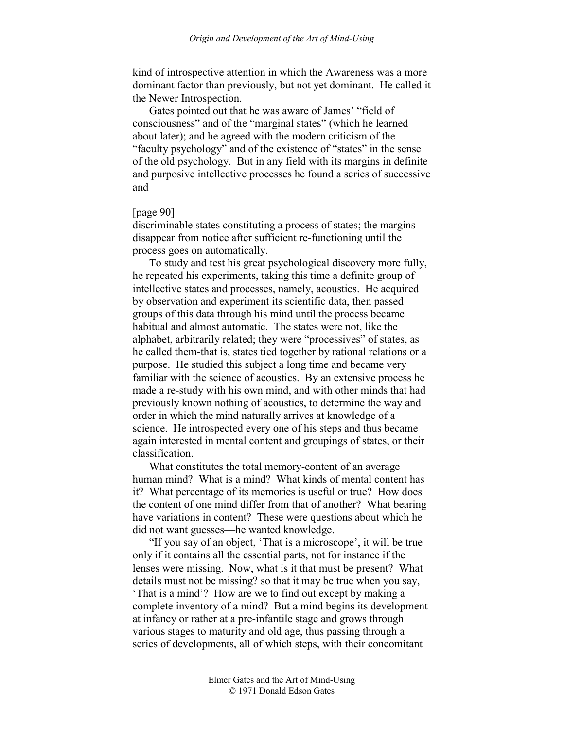kind of introspective attention in which the Awareness was a more dominant factor than previously, but not yet dominant. He called it the Newer Introspection.

Gates pointed out that he was aware of James' "field of consciousness" and of the "marginal states" (which he learned about later); and he agreed with the modern criticism of the "faculty psychology" and of the existence of "states" in the sense of the old psychology. But in any field with its margins in definite and purposive intellective processes he found a series of successive and

[page 90]

discriminable states constituting a process of states; the margins disappear from notice after sufficient re-functioning until the process goes on automatically.

To study and test his great psychological discovery more fully, he repeated his experiments, taking this time a definite group of intellective states and processes, namely, acoustics. He acquired by observation and experiment its scientific data, then passed groups of this data through his mind until the process became habitual and almost automatic. The states were not, like the alphabet, arbitrarily related; they were "processives" of states, as he called them-that is, states tied together by rational relations or a purpose. He studied this subject a long time and became very familiar with the science of acoustics. By an extensive process he made a re-study with his own mind, and with other minds that had previously known nothing of acoustics, to determine the way and order in which the mind naturally arrives at knowledge of a science. He introspected every one of his steps and thus became again interested in mental content and groupings of states, or their classification.

What constitutes the total memory-content of an average human mind? What is a mind? What kinds of mental content has it? What percentage of its memories is useful or true? How does the content of one mind differ from that of another? What bearing have variations in content? These were questions about which he did not want guesses—he wanted knowledge.

"If you say of an object, 'That is a microscope', it will be true only if it contains all the essential parts, not for instance if the lenses were missing. Now, what is it that must be present? What details must not be missing? so that it may be true when you say, 'That is a mind'? How are we to find out except by making a complete inventory of a mind? But a mind begins its development at infancy or rather at a pre-infantile stage and grows through various stages to maturity and old age, thus passing through a series of developments, all of which steps, with their concomitant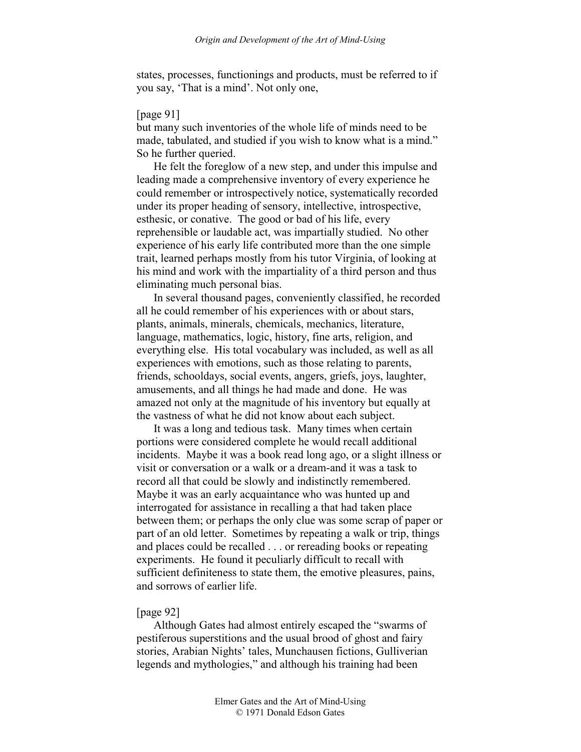states, processes, functionings and products, must be referred to if you say, 'That is a mind'. Not only one,

[page 91]
but many such inventories of the whole life of minds need to be made, tabulated, and studied if you wish to know what is a mind." So he further queried.

He felt the foreglow of a new step, and under this impulse and leading made a comprehensive inventory of every experience he could remember or introspectively notice, systematically recorded under its proper heading of sensory, intellective, introspective, esthesic, or conative. The good or bad of his life, every reprehensible or laudable act, was impartially studied. No other experience of his early life contributed more than the one simple trait, learned perhaps mostly from his tutor Virginia, of looking at his mind and work with the impartiality of a third person and thus eliminating much personal bias.

In several thousand pages, conveniently classified, he recorded all he could remember of his experiences with or about stars, plants, animals, minerals, chemicals, mechanics, literature, language, mathematics, logic, history, fine arts, religion, and everything else. His total vocabulary was included, as well as all experiences with emotions, such as those relating to parents, friends, schooldays, social events, angers, griefs, joys, laughter, amusements, and all things he had made and done. He was amazed not only at the magnitude of his inventory but equally at the vastness of what he did not know about each subject.

It was a long and tedious task. Many times when certain portions were considered complete he would recall additional incidents. Maybe it was a book read long ago, or a slight illness or visit or conversation or a walk or a dream-and it was a task to record all that could be slowly and indistinctly remembered. Maybe it was an early acquaintance who was hunted up and interrogated for assistance in recalling a that had taken place between them; or perhaps the only clue was some scrap of paper or part of an old letter. Sometimes by repeating a walk or trip, things and places could be recalled . . . or rereading books or repeating experiments. He found it peculiarly difficult to recall with sufficient definiteness to state them, the emotive pleasures, pains, and sorrows of earlier life.

[page 92]
Although Gates had almost entirely escaped the "swarms of pestiferous superstitions and the usual brood of ghost and fairy stories, Arabian Nights' tales, Munchausen fictions, Gulliverian legends and mythologies," and although his training had been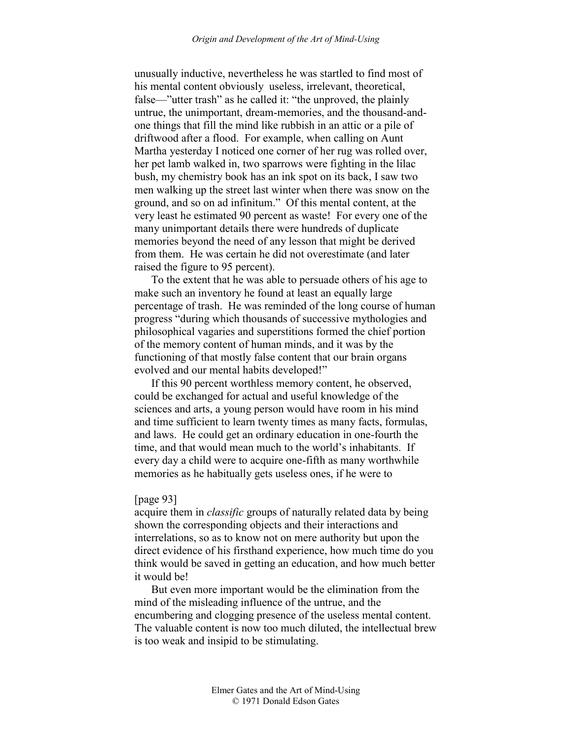unusually inductive, nevertheless he was startled to find most of his mental content obviously useless, irrelevant, theoretical, false—"utter trash" as he called it: "the unproved, the plainly untrue, the unimportant, dream-memories, and the thousand-and-one things that fill the mind like rubbish in an attic or a pile of driftwood after a flood. For example, when calling on Aunt Martha yesterday I noticed one corner of her rug was rolled over, her pet lamb walked in, two sparrows were fighting in the lilac bush, my chemistry book has an ink spot on its back, I saw two men walking up the street last winter when there was snow on the ground, and so on ad infinitum." Of this mental content, at the very least he estimated 90 percent as waste! For every one of the many unimportant details there were hundreds of duplicate memories beyond the need of any lesson that might be derived from them. He was certain he did not overestimate (and later raised the figure to 95 percent).

To the extent that he was able to persuade others of his age to make such an inventory he found at least an equally large percentage of trash. He was reminded of the long course of human progress "during which thousands of successive mythologies and philosophical vagaries and superstitions formed the chief portion of the memory content of human minds, and it was by the functioning of that mostly false content that our brain organs evolved and our mental habits developed!"

If this 90 percent worthless memory content, he observed, could be exchanged for actual and useful knowledge of the sciences and arts, a young person would have room in his mind and time sufficient to learn twenty times as many facts, formulas, and laws. He could get an ordinary education in one-fourth the time, and that would mean much to the world's inhabitants. If every day a child were to acquire one-fifth as many worthwhile memories as he habitually gets useless ones, if he were to

[page 93]

acquire them in *classific* groups of naturally related data by being shown the corresponding objects and their interactions and interrelations, so as to know not on mere authority but upon the direct evidence of his firsthand experience, how much time do you think would be saved in getting an education, and how much better it would be!

But even more important would be the elimination from the mind of the misleading influence of the untrue, and the encumbering and clogging presence of the useless mental content. The valuable content is now too much diluted, the intellectual brew is too weak and insipid to be stimulating.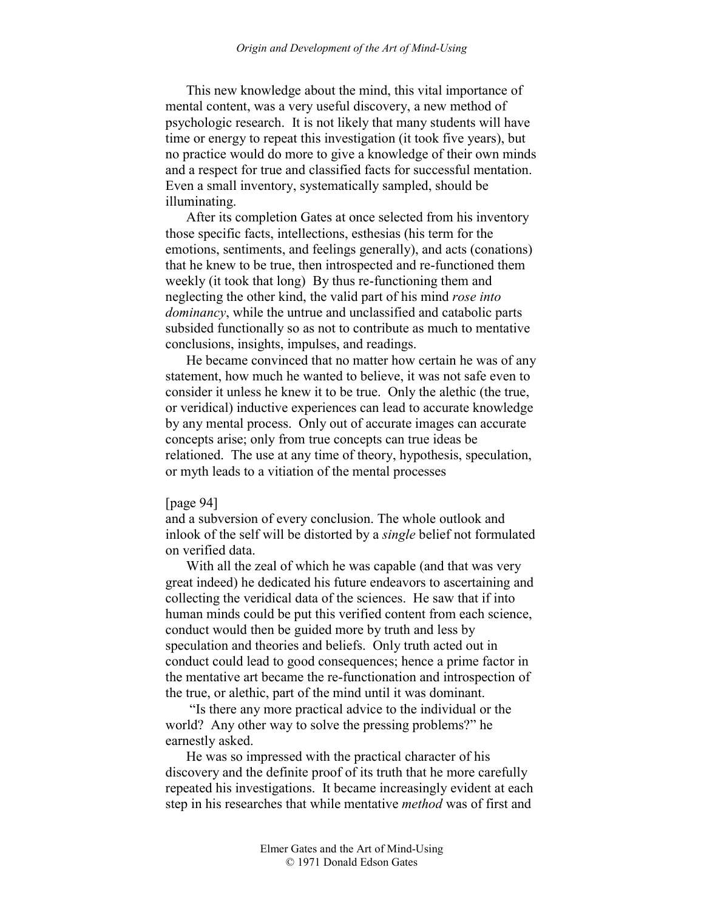This new knowledge about the mind, this vital importance of mental content, was a very useful discovery, a new method of psychologic research. It is not likely that many students will have time or energy to repeat this investigation (it took five years), but no practice would do more to give a knowledge of their own minds and a respect for true and classified facts for successful mentation. Even a small inventory, systematically sampled, should be illuminating.

After its completion Gates at once selected from his inventory those specific facts, intellections, esthesias (his term for the emotions, sentiments, and feelings generally), and acts (conations) that he knew to be true, then introspected and re-functioned them weekly (it took that long) By thus re-functioning them and neglecting the other kind, the valid part of his mind *rose into dominancy*, while the untrue and unclassified and catabolic parts subsided functionally so as not to contribute as much to mentative conclusions, insights, impulses, and readings.

He became convinced that no matter how certain he was of any statement, how much he wanted to believe, it was not safe even to consider it unless he knew it to be true. Only the alethic (the true, or veridical) inductive experiences can lead to accurate knowledge by any mental process. Only out of accurate images can accurate concepts arise; only from true concepts can true ideas be relationed. The use at any time of theory, hypothesis, speculation, or myth leads to a vitiation of the mental processes

[page 94]

and a subversion of every conclusion. The whole outlook and inlook of the self will be distorted by a *single* belief not formulated on verified data.

With all the zeal of which he was capable (and that was very great indeed) he dedicated his future endeavors to ascertaining and collecting the veridical data of the sciences. He saw that if into human minds could be put this verified content from each science, conduct would then be guided more by truth and less by speculation and theories and beliefs. Only truth acted out in conduct could lead to good consequences; hence a prime factor in the mentative art became the re-functionation and introspection of the true, or alethic, part of the mind until it was dominant.

"Is there any more practical advice to the individual or the world? Any other way to solve the pressing problems?" he earnestly asked.

He was so impressed with the practical character of his discovery and the definite proof of its truth that he more carefully repeated his investigations. It became increasingly evident at each step in his researches that while mentative *method* was of first and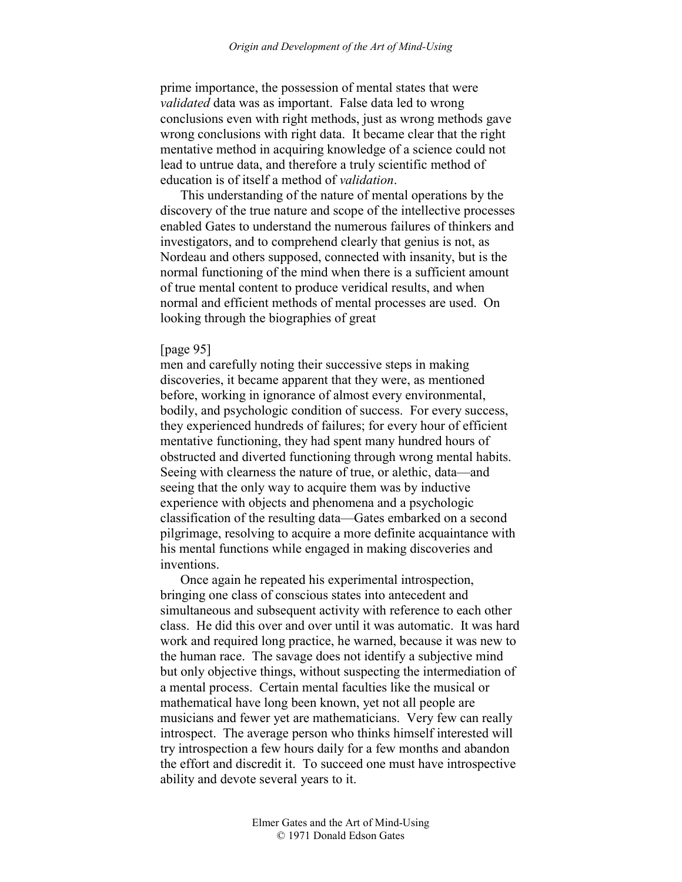prime importance, the possession of mental states that were *validated* data was as important. False data led to wrong conclusions even with right methods, just as wrong methods gave wrong conclusions with right data. It became clear that the right mentative method in acquiring knowledge of a science could not lead to untrue data, and therefore a truly scientific method of education is of itself a method of *validation*.

This understanding of the nature of mental operations by the discovery of the true nature and scope of the intellective processes enabled Gates to understand the numerous failures of thinkers and investigators, and to comprehend clearly that genius is not, as Nordeau and others supposed, connected with insanity, but is the normal functioning of the mind when there is a sufficient amount of true mental content to produce veridical results, and when normal and efficient methods of mental processes are used. On looking through the biographies of great

[page 95]

men and carefully noting their successive steps in making discoveries, it became apparent that they were, as mentioned before, working in ignorance of almost every environmental, bodily, and psychologic condition of success. For every success, they experienced hundreds of failures; for every hour of efficient mentative functioning, they had spent many hundred hours of obstructed and diverted functioning through wrong mental habits. Seeing with clearness the nature of true, or alethic, data—and seeing that the only way to acquire them was by inductive experience with objects and phenomena and a psychologic classification of the resulting data—Gates embarked on a second pilgrimage, resolving to acquire a more definite acquaintance with his mental functions while engaged in making discoveries and inventions.

Once again he repeated his experimental introspection, bringing one class of conscious states into antecedent and simultaneous and subsequent activity with reference to each other class. He did this over and over until it was automatic. It was hard work and required long practice, he warned, because it was new to the human race. The savage does not identify a subjective mind but only objective things, without suspecting the intermediation of a mental process. Certain mental faculties like the musical or mathematical have long been known, yet not all people are musicians and fewer yet are mathematicians. Very few can really introspect. The average person who thinks himself interested will try introspection a few hours daily for a few months and abandon the effort and discredit it. To succeed one must have introspective ability and devote several years to it.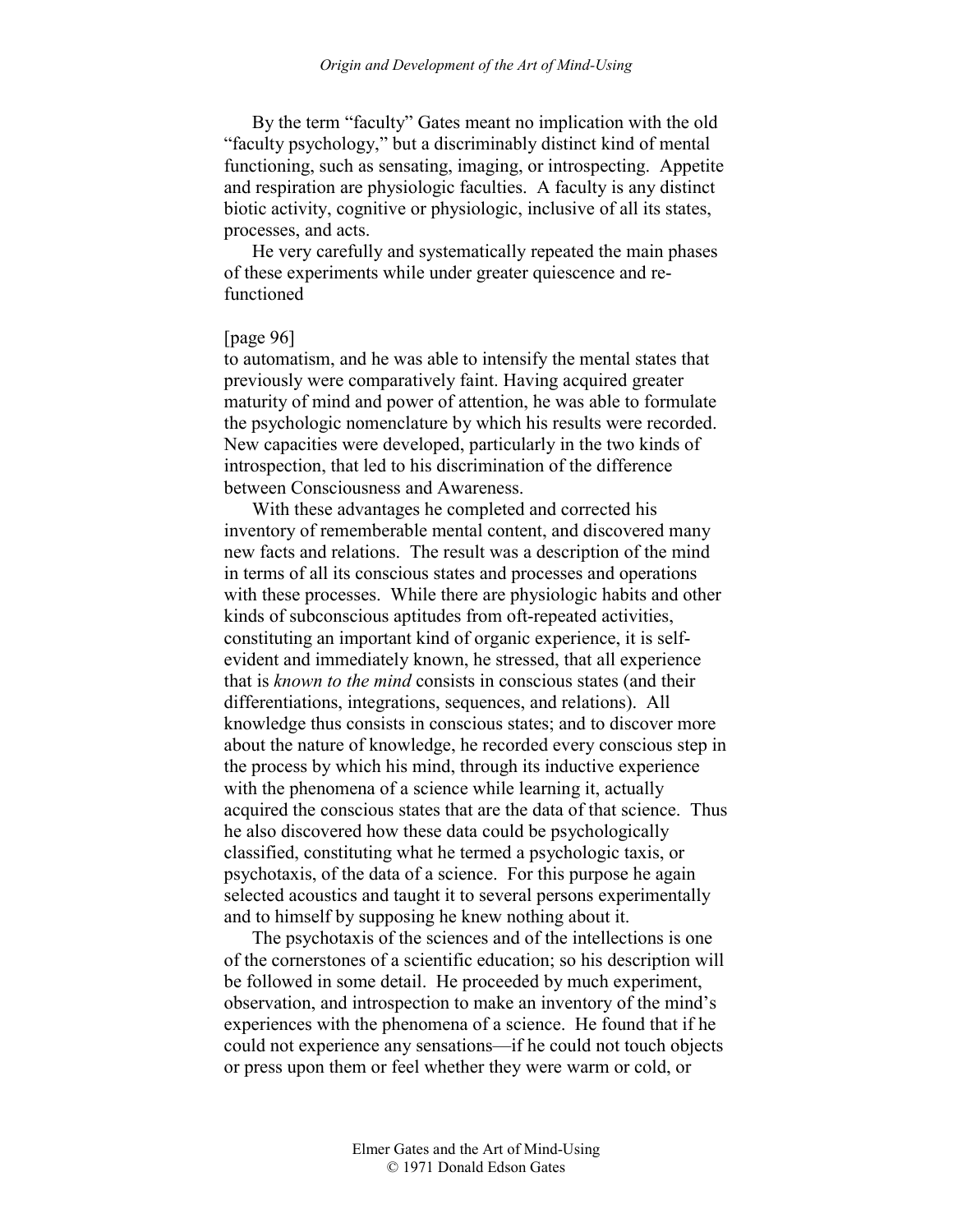By the term "faculty" Gates meant no implication with the old "faculty psychology," but a discriminably distinct kind of mental functioning, such as sensating, imaging, or introspecting. Appetite and respiration are physiologic faculties. A faculty is any distinct biotic activity, cognitive or physiologic, inclusive of all its states, processes, and acts.

He very carefully and systematically repeated the main phases of these experiments while under greater quiescence and re-functioned

[page 96]

to automatism, and he was able to intensify the mental states that previously were comparatively faint. Having acquired greater maturity of mind and power of attention, he was able to formulate the psychologic nomenclature by which his results were recorded. New capacities were developed, particularly in the two kinds of introspection, that led to his discrimination of the difference between Consciousness and Awareness.

With these advantages he completed and corrected his inventory of rememberable mental content, and discovered many new facts and relations. The result was a description of the mind in terms of all its conscious states and processes and operations with these processes. While there are physiologic habits and other kinds of subconscious aptitudes from oft-repeated activities, constituting an important kind of organic experience, it is self-evident and immediately known, he stressed, that all experience that is *known to the mind* consists in conscious states (and their differentiations, integrations, sequences, and relations). All knowledge thus consists in conscious states; and to discover more about the nature of knowledge, he recorded every conscious step in the process by which his mind, through its inductive experience with the phenomena of a science while learning it, actually acquired the conscious states that are the data of that science. Thus he also discovered how these data could be psychologically classified, constituting what he termed a psychologic taxis, or psychotaxis, of the data of a science. For this purpose he again selected acoustics and taught it to several persons experimentally and to himself by supposing he knew nothing about it.

The psychotaxis of the sciences and of the intellections is one of the cornerstones of a scientific education; so his description will be followed in some detail. He proceeded by much experiment, observation, and introspection to make an inventory of the mind's experiences with the phenomena of a science. He found that if he could not experience any sensations—if he could not touch objects or press upon them or feel whether they were warm or cold, or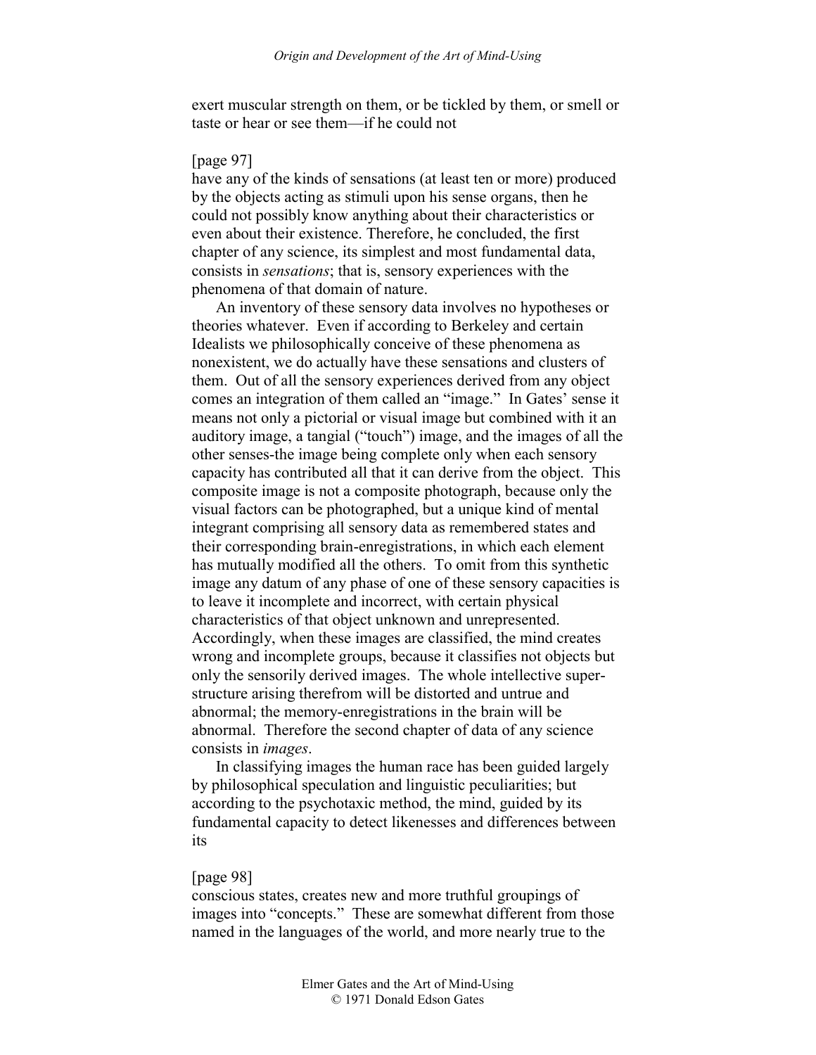exert muscular strength on them, or be tickled by them, or smell or taste or hear or see them—if he could not

[page 97]
have any of the kinds of sensations (at least ten or more) produced by the objects acting as stimuli upon his sense organs, then he could not possibly know anything about their characteristics or even about their existence. Therefore, he concluded, the first chapter of any science, its simplest and most fundamental data, consists in *sensations*; that is, sensory experiences with the phenomena of that domain of nature.

An inventory of these sensory data involves no hypotheses or theories whatever. Even if according to Berkeley and certain Idealists we philosophically conceive of these phenomena as nonexistent, we do actually have these sensations and clusters of them. Out of all the sensory experiences derived from any object comes an integration of them called an "image." In Gates' sense it means not only a pictorial or visual image but combined with it an auditory image, a tangial ("touch") image, and the images of all the other senses-the image being complete only when each sensory capacity has contributed all that it can derive from the object. This composite image is not a composite photograph, because only the visual factors can be photographed, but a unique kind of mental integrant comprising all sensory data as remembered states and their corresponding brain-enregistrations, in which each element has mutually modified all the others. To omit from this synthetic image any datum of any phase of one of these sensory capacities is to leave it incomplete and incorrect, with certain physical characteristics of that object unknown and unrepresented. Accordingly, when these images are classified, the mind creates wrong and incomplete groups, because it classifies not objects but only the sensorily derived images. The whole intellective super-structure arising therefrom will be distorted and untrue and abnormal; the memory-enregistrations in the brain will be abnormal. Therefore the second chapter of data of any science consists in *images*.

In classifying images the human race has been guided largely by philosophical speculation and linguistic peculiarities; but according to the psychotaxic method, the mind, guided by its fundamental capacity to detect likenesses and differences between its

[page 98]
conscious states, creates new and more truthful groupings of images into "concepts." These are somewhat different from those named in the languages of the world, and more nearly true to the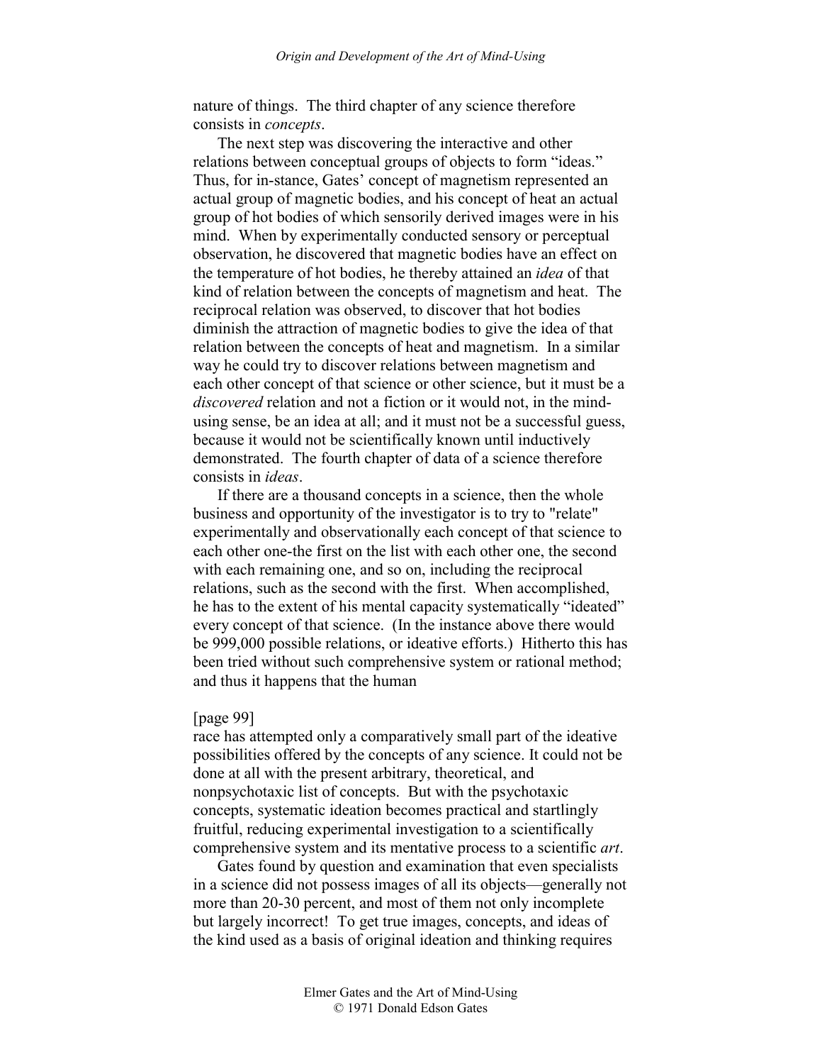nature of things. The third chapter of any science therefore consists in *concepts*.

The next step was discovering the interactive and other relations between conceptual groups of objects to form "ideas." Thus, for in-stance, Gates' concept of magnetism represented an actual group of magnetic bodies, and his concept of heat an actual group of hot bodies of which sensorily derived images were in his mind. When by experimentally conducted sensory or perceptual observation, he discovered that magnetic bodies have an effect on the temperature of hot bodies, he thereby attained an *idea* of that kind of relation between the concepts of magnetism and heat. The reciprocal relation was observed, to discover that hot bodies diminish the attraction of magnetic bodies to give the idea of that relation between the concepts of heat and magnetism. In a similar way he could try to discover relations between magnetism and each other concept of that science or other science, but it must be a *discovered* relation and not a fiction or it would not, in the mind-using sense, be an idea at all; and it must not be a successful guess, because it would not be scientifically known until inductively demonstrated. The fourth chapter of data of a science therefore consists in *ideas*.

If there are a thousand concepts in a science, then the whole business and opportunity of the investigator is to try to "relate" experimentally and observationally each concept of that science to each other one-the first on the list with each other one, the second with each remaining one, and so on, including the reciprocal relations, such as the second with the first. When accomplished, he has to the extent of his mental capacity systematically "ideated" every concept of that science. (In the instance above there would be 999,000 possible relations, or ideative efforts.) Hitherto this has been tried without such comprehensive system or rational method; and thus it happens that the human

[page 99]
race has attempted only a comparatively small part of the ideative possibilities offered by the concepts of any science. It could not be done at all with the present arbitrary, theoretical, and nonpsychotaxic list of concepts. But with the psychotaxic concepts, systematic ideation becomes practical and startlingly fruitful, reducing experimental investigation to a scientifically comprehensive system and its mentative process to a scientific *art*.

Gates found by question and examination that even specialists in a science did not possess images of all its objects—generally not more than 20-30 percent, and most of them not only incomplete but largely incorrect! To get true images, concepts, and ideas of the kind used as a basis of original ideation and thinking requires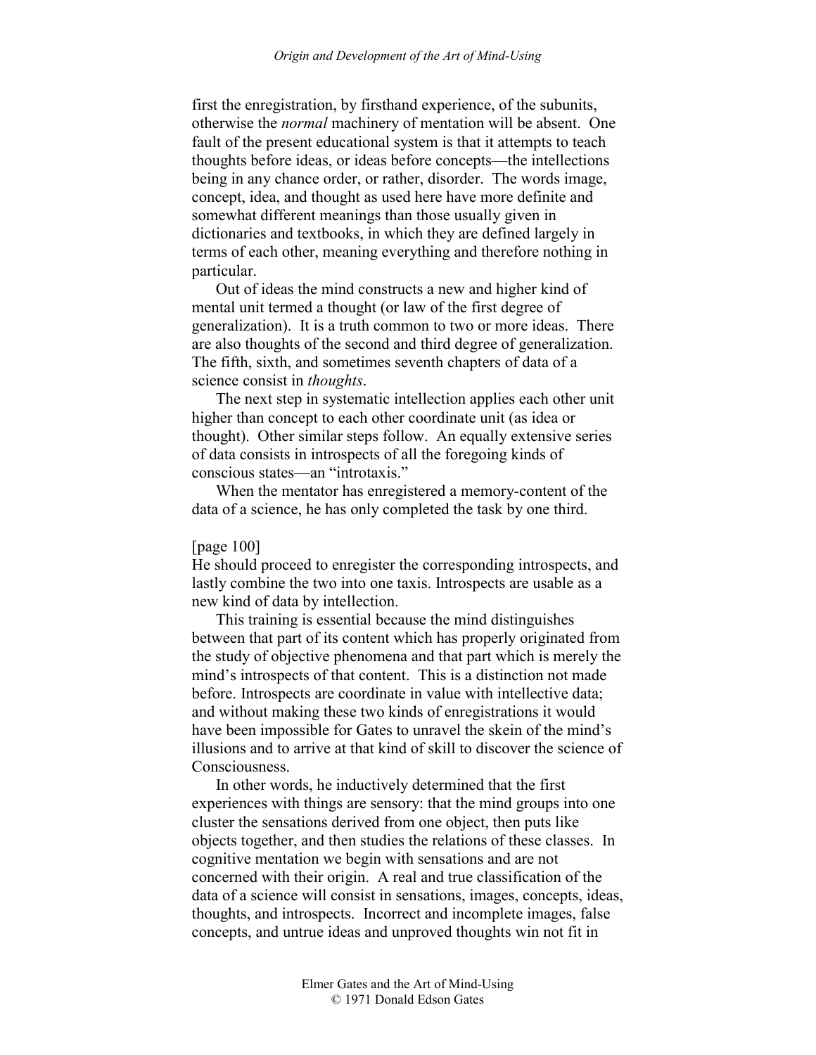first the enregistration, by firsthand experience, of the subunits, otherwise the *normal* machinery of mentation will be absent. One fault of the present educational system is that it attempts to teach thoughts before ideas, or ideas before concepts—the intellections being in any chance order, or rather, disorder. The words image, concept, idea, and thought as used here have more definite and somewhat different meanings than those usually given in dictionaries and textbooks, in which they are defined largely in terms of each other, meaning everything and therefore nothing in particular.

Out of ideas the mind constructs a new and higher kind of mental unit termed a thought (or law of the first degree of generalization). It is a truth common to two or more ideas. There are also thoughts of the second and third degree of generalization. The fifth, sixth, and sometimes seventh chapters of data of a science consist in *thoughts*.

The next step in systematic intellection applies each other unit higher than concept to each other coordinate unit (as idea or thought). Other similar steps follow. An equally extensive series of data consists in introspects of all the foregoing kinds of conscious states—an "introtaxis."

When the mentator has enregistered a memory-content of the data of a science, he has only completed the task by one third.

[page 100]

He should proceed to enregister the corresponding introspects, and lastly combine the two into one taxis. Introspects are usable as a new kind of data by intellection.

This training is essential because the mind distinguishes between that part of its content which has properly originated from the study of objective phenomena and that part which is merely the mind's introspects of that content. This is a distinction not made before. Introspects are coordinate in value with intellective data; and without making these two kinds of enregistrations it would have been impossible for Gates to unravel the skein of the mind's illusions and to arrive at that kind of skill to discover the science of Consciousness.

In other words, he inductively determined that the first experiences with things are sensory: that the mind groups into one cluster the sensations derived from one object, then puts like objects together, and then studies the relations of these classes. In cognitive mentation we begin with sensations and are not concerned with their origin. A real and true classification of the data of a science will consist in sensations, images, concepts, ideas, thoughts, and introspects. Incorrect and incomplete images, false concepts, and untrue ideas and unproved thoughts win not fit in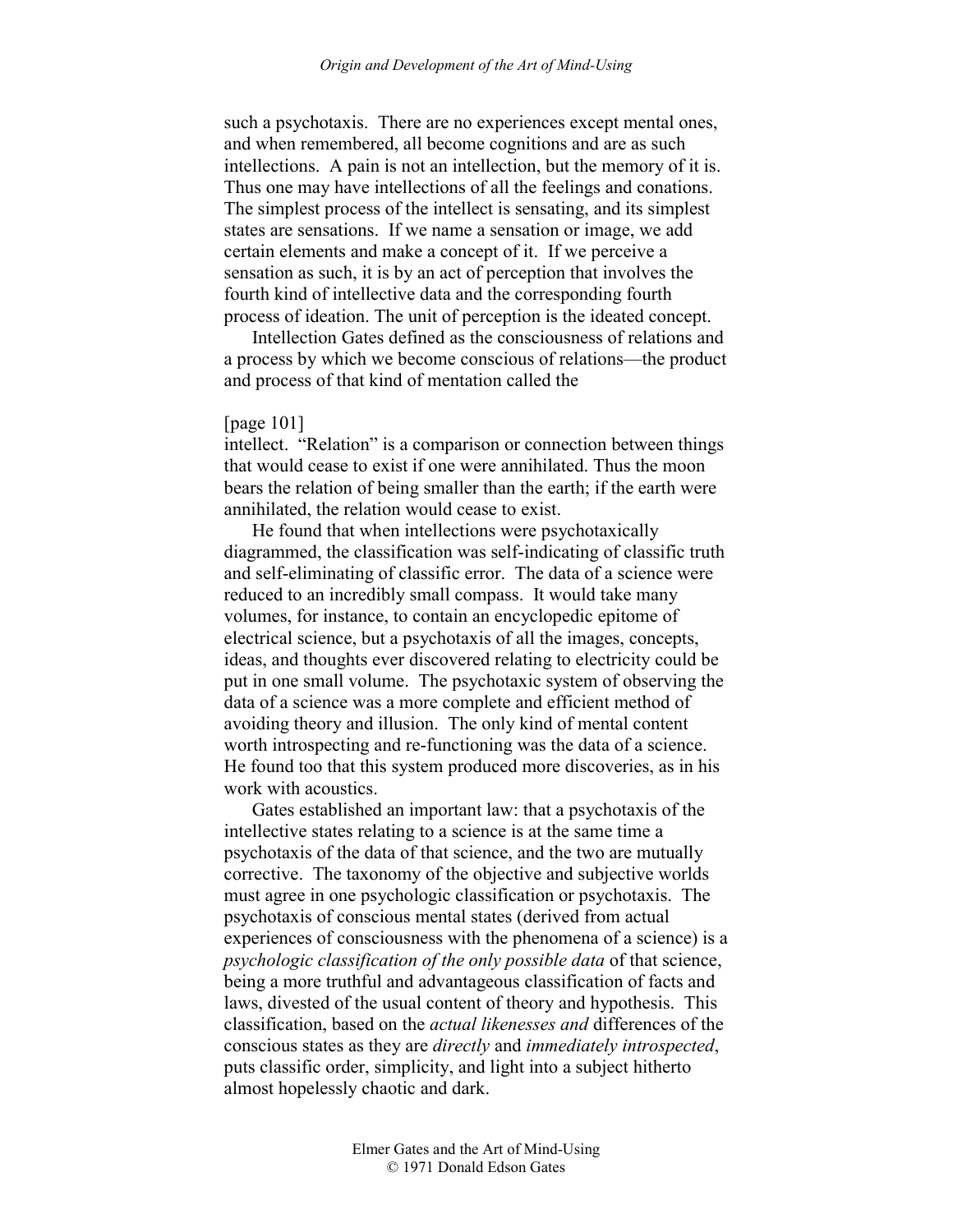such a psychotaxis. There are no experiences except mental ones, and when remembered, all become cognitions and are as such intellections. A pain is not an intellection, but the memory of it is. Thus one may have intellections of all the feelings and conations. The simplest process of the intellect is sensating, and its simplest states are sensations. If we name a sensation or image, we add certain elements and make a concept of it. If we perceive a sensation as such, it is by an act of perception that involves the fourth kind of intellective data and the corresponding fourth process of ideation. The unit of perception is the ideated concept.

Intellection Gates defined as the consciousness of relations and a process by which we become conscious of relations—the product and process of that kind of mentation called the

[page 101]

intellect. "Relation" is a comparison or connection between things that would cease to exist if one were annihilated. Thus the moon bears the relation of being smaller than the earth; if the earth were annihilated, the relation would cease to exist.

He found that when intellections were psychotaxically diagrammed, the classification was self-indicating of classific truth and self-eliminating of classific error. The data of a science were reduced to an incredibly small compass. It would take many volumes, for instance, to contain an encyclopedic epitome of electrical science, but a psychotaxis of all the images, concepts, ideas, and thoughts ever discovered relating to electricity could be put in one small volume. The psychotaxic system of observing the data of a science was a more complete and efficient method of avoiding theory and illusion. The only kind of mental content worth introspecting and re-functioning was the data of a science. He found too that this system produced more discoveries, as in his work with acoustics.

Gates established an important law: that a psychotaxis of the intellective states relating to a science is at the same time a psychotaxis of the data of that science, and the two are mutually corrective. The taxonomy of the objective and subjective worlds must agree in one psychologic classification or psychotaxis. The psychotaxis of conscious mental states (derived from actual experiences of consciousness with the phenomena of a science) is a *psychologic classification of the only possible data* of that science, being a more truthful and advantageous classification of facts and laws, divested of the usual content of theory and hypothesis. This classification, based on the *actual likenesses and* differences of the conscious states as they are *directly* and *immediately introspected*, puts classific order, simplicity, and light into a subject hitherto almost hopelessly chaotic and dark.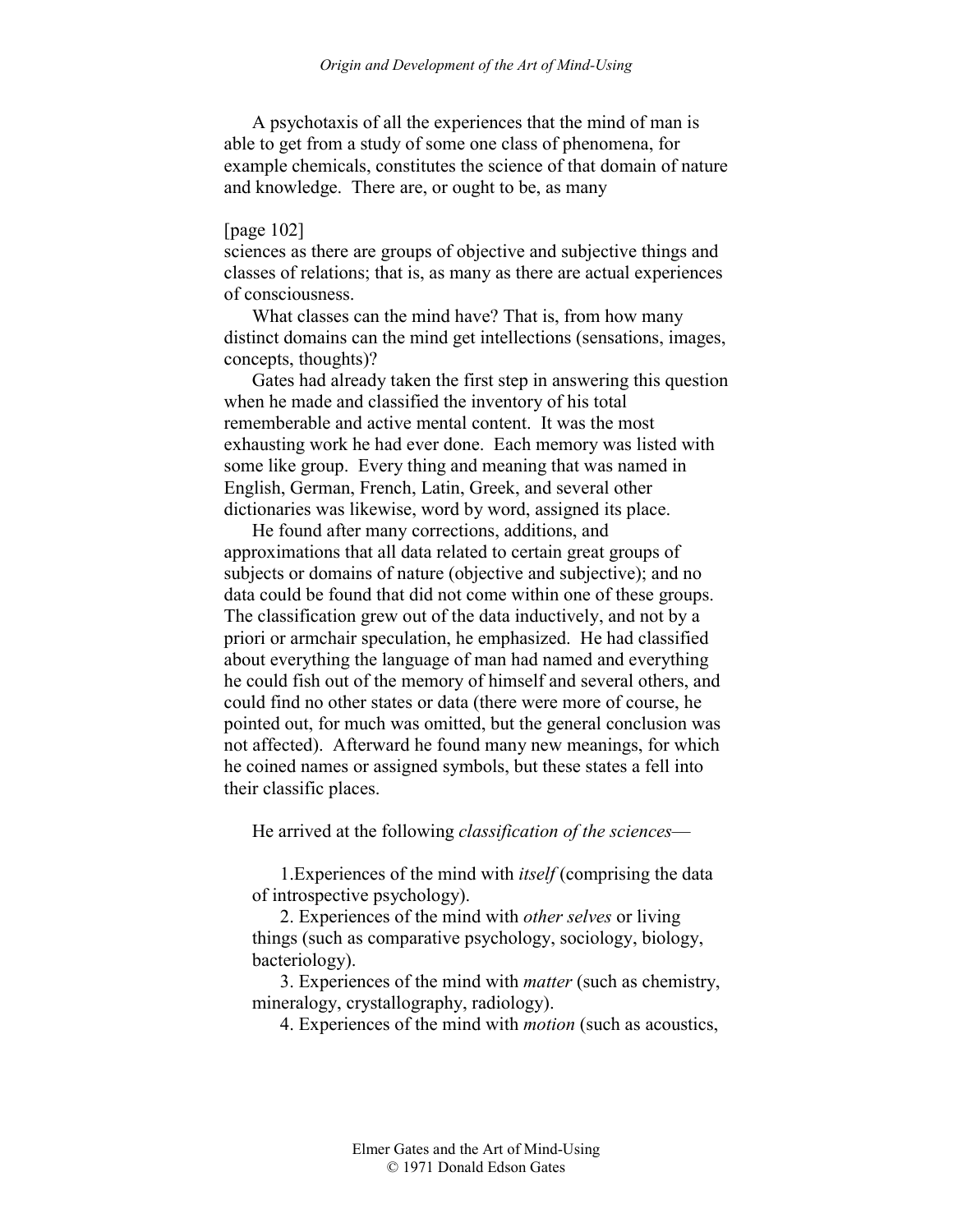A psychotaxis of all the experiences that the mind of man is able to get from a study of some one class of phenomena, for example chemicals, constitutes the science of that domain of nature and knowledge. There are, or ought to be, as many

[page 102]
sciences as there are groups of objective and subjective things and classes of relations; that is, as many as there are actual experiences of consciousness.

What classes can the mind have? That is, from how many distinct domains can the mind get intellections (sensations, images, concepts, thoughts)?

Gates had already taken the first step in answering this question when he made and classified the inventory of his total rememberable and active mental content. It was the most exhausting work he had ever done. Each memory was listed with some like group. Every thing and meaning that was named in English, German, French, Latin, Greek, and several other dictionaries was likewise, word by word, assigned its place.

He found after many corrections, additions, and approximations that all data related to certain great groups of subjects or domains of nature (objective and subjective); and no data could be found that did not come within one of these groups. The classification grew out of the data inductively, and not by a priori or armchair speculation, he emphasized. He had classified about everything the language of man had named and everything he could fish out of the memory of himself and several others, and could find no other states or data (there were more of course, he pointed out, for much was omitted, but the general conclusion was not affected). Afterward he found many new meanings, for which he coined names or assigned symbols, but these states a fell into their classific places.

He arrived at the following *classification of the sciences*—

1. Experiences of the mind with *itself* (comprising the data of introspective psychology).
2. Experiences of the mind with *other selves* or living things (such as comparative psychology, sociology, biology, bacteriology).
3. Experiences of the mind with *matter* (such as chemistry, mineralogy, crystallography, radiology).
4. Experiences of the mind with *motion* (such as acoustics,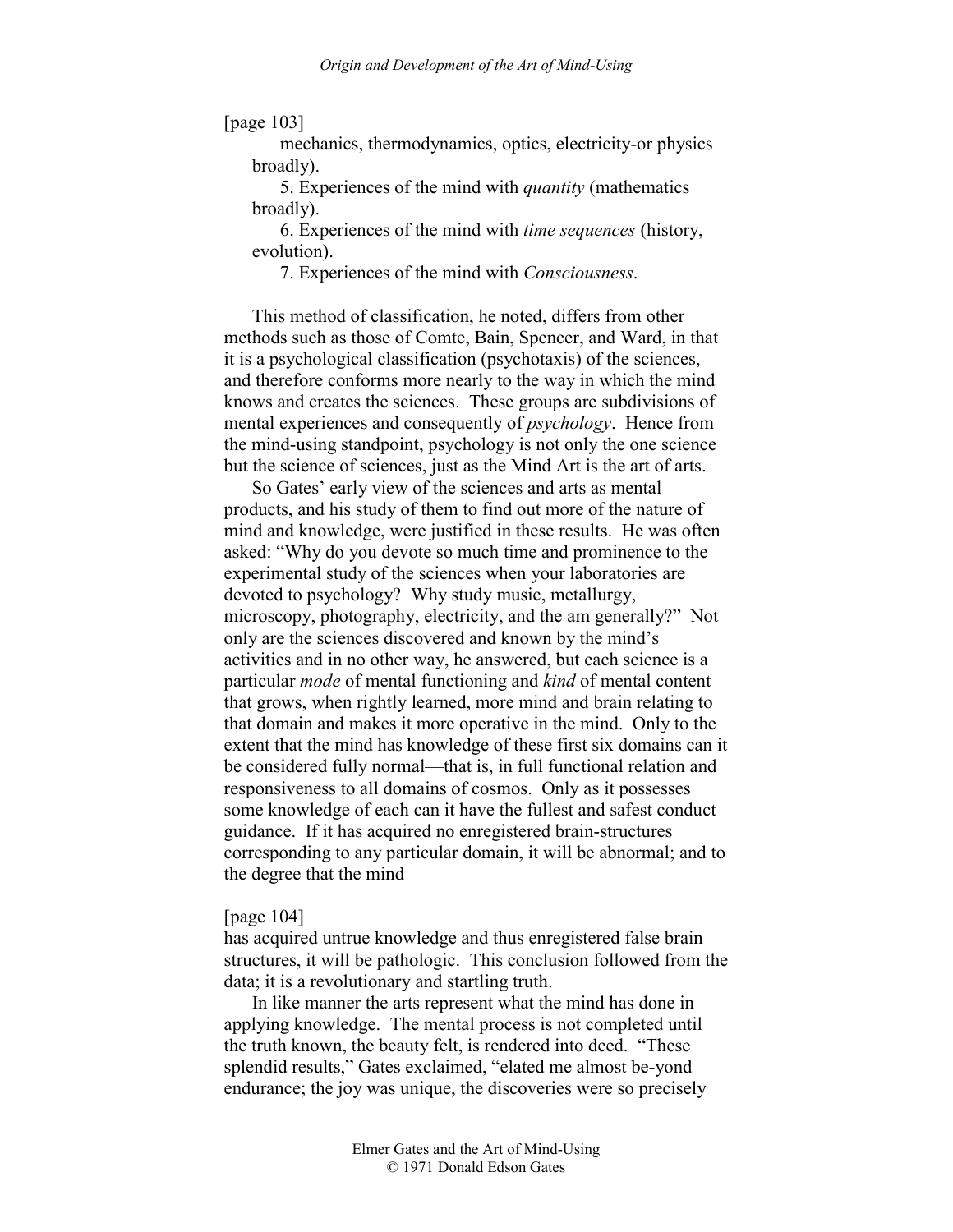[page 103]

mechanics, thermodynamics, optics, electricity-or physics broadly).

5. Experiences of the mind with *quantity* (mathematics broadly).

6. Experiences of the mind with *time sequences* (history, evolution).

7. Experiences of the mind with *Consciousness*.

This method of classification, he noted, differs from other methods such as those of Comte, Bain, Spencer, and Ward, in that it is a psychological classification (psychotaxis) of the sciences, and therefore conforms more nearly to the way in which the mind knows and creates the sciences. These groups are subdivisions of mental experiences and consequently of *psychology*. Hence from the mind-using standpoint, psychology is not only the one science but the science of sciences, just as the Mind Art is the art of arts.

So Gates' early view of the sciences and arts as mental products, and his study of them to find out more of the nature of mind and knowledge, were justified in these results. He was often asked: "Why do you devote so much time and prominence to the experimental study of the sciences when your laboratories are devoted to psychology? Why study music, metallurgy, microscopy, photography, electricity, and the am generally?" Not only are the sciences discovered and known by the mind's activities and in no other way, he answered, but each science is a particular *mode* of mental functioning and *kind* of mental content that grows, when rightly learned, more mind and brain relating to that domain and makes it more operative in the mind. Only to the extent that the mind has knowledge of these first six domains can it be considered fully normal—that is, in full functional relation and responsiveness to all domains of cosmos. Only as it possesses some knowledge of each can it have the fullest and safest conduct guidance. If it has acquired no enregistered brain-structures corresponding to any particular domain, it will be abnormal; and to the degree that the mind

[page 104]

has acquired untrue knowledge and thus enregistered false brain structures, it will be pathologic. This conclusion followed from the data; it is a revolutionary and startling truth.

In like manner the arts represent what the mind has done in applying knowledge. The mental process is not completed until the truth known, the beauty felt, is rendered into deed. "These splendid results," Gates exclaimed, "elated me almost be-yond endurance; the joy was unique, the discoveries were so precisely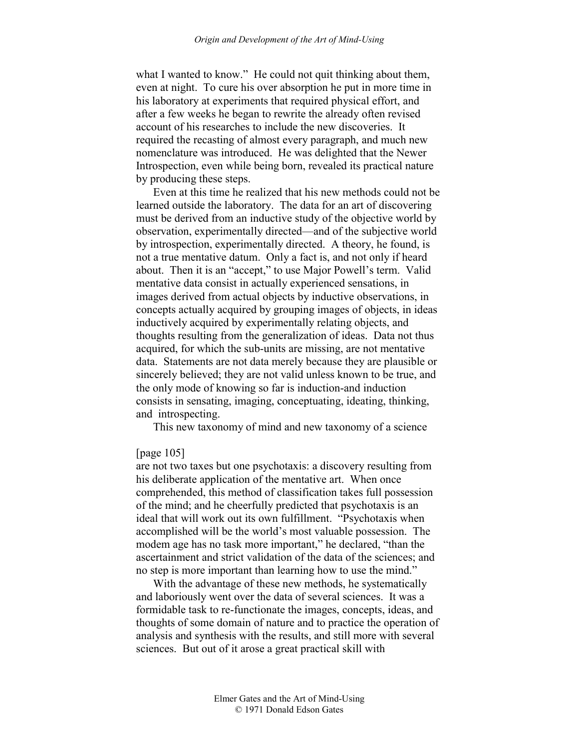what I wanted to know." He could not quit thinking about them, even at night. To cure his over absorption he put in more time in his laboratory at experiments that required physical effort, and after a few weeks he began to rewrite the already often revised account of his researches to include the new discoveries. It required the recasting of almost every paragraph, and much new nomenclature was introduced. He was delighted that the Newer Introspection, even while being born, revealed its practical nature by producing these steps.

Even at this time he realized that his new methods could not be learned outside the laboratory. The data for an art of discovering must be derived from an inductive study of the objective world by observation, experimentally directed—and of the subjective world by introspection, experimentally directed. A theory, he found, is not a true mentative datum. Only a fact is, and not only if heard about. Then it is an "accept," to use Major Powell's term. Valid mentative data consist in actually experienced sensations, in images derived from actual objects by inductive observations, in concepts actually acquired by grouping images of objects, in ideas inductively acquired by experimentally relating objects, and thoughts resulting from the generalization of ideas. Data not thus acquired, for which the sub-units are missing, are not mentative data. Statements are not data merely because they are plausible or sincerely believed; they are not valid unless known to be true, and the only mode of knowing so far is induction-and induction consists in sensating, imaging, conceptuating, ideating, thinking, and introspecting.

This new taxonomy of mind and new taxonomy of a science

[page 105]

are not two taxes but one psychotaxis: a discovery resulting from his deliberate application of the mentative art. When once comprehended, this method of classification takes full possession of the mind; and he cheerfully predicted that psychotaxis is an ideal that will work out its own fulfillment. "Psychotaxis when accomplished will be the world's most valuable possession. The modem age has no task more important," he declared, "than the ascertainment and strict validation of the data of the sciences; and no step is more important than learning how to use the mind."

With the advantage of these new methods, he systematically and laboriously went over the data of several sciences. It was a formidable task to re-functionate the images, concepts, ideas, and thoughts of some domain of nature and to practice the operation of analysis and synthesis with the results, and still more with several sciences. But out of it arose a great practical skill with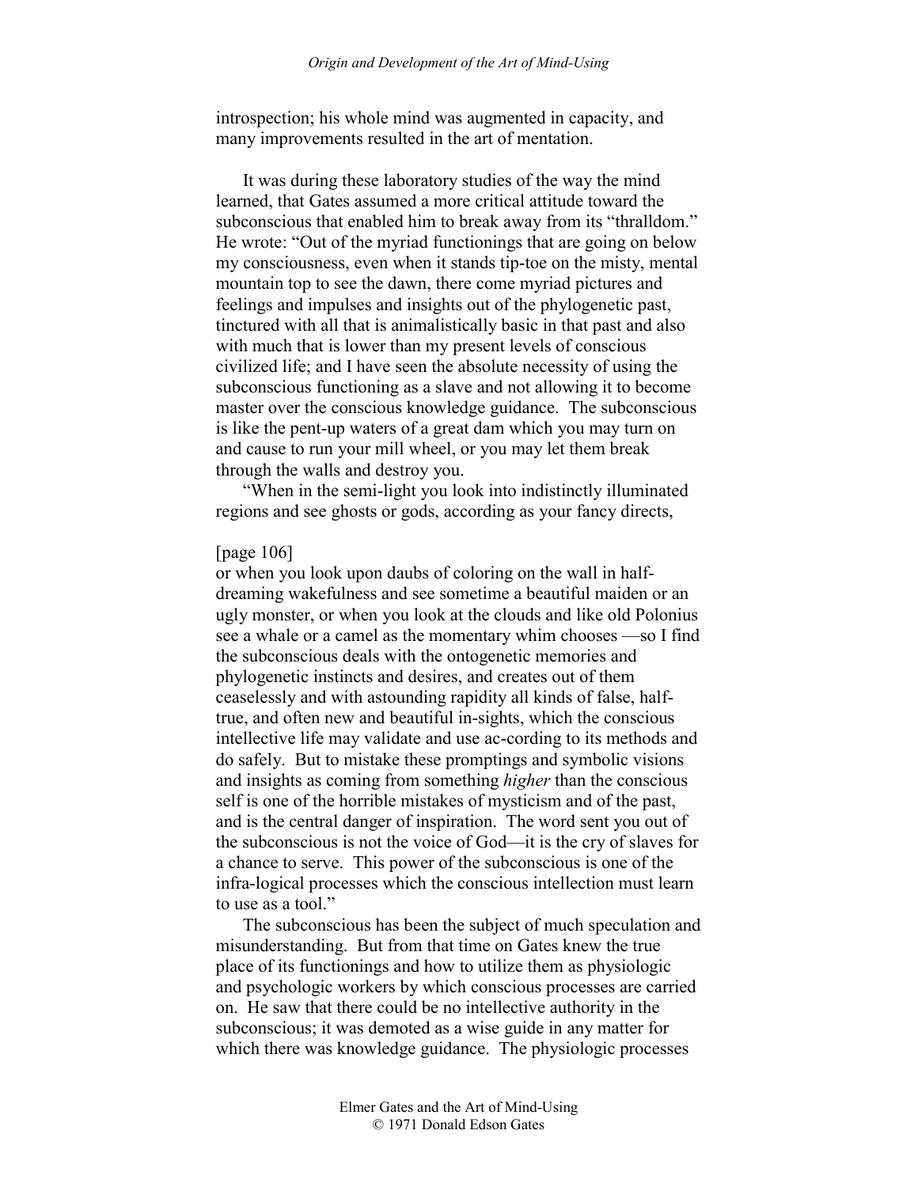introspection; his whole mind was augmented in capacity, and many improvements resulted in the art of mentation.

It was during these laboratory studies of the way the mind learned, that Gates assumed a more critical attitude toward the subconscious that enabled him to break away from its "thralldom." He wrote: "Out of the myriad functionings that are going on below my consciousness, even when it stands tip-toe on the misty, mental mountain top to see the dawn, there come myriad pictures and feelings and impulses and insights out of the phylogenetic past, tinctured with all that is animalistically basic in that past and also with much that is lower than my present levels of conscious civilized life; and I have seen the absolute necessity of using the subconscious functioning as a slave and not allowing it to become master over the conscious knowledge guidance. The subconscious is like the pent-up waters of a great dam which you may turn on and cause to run your mill wheel, or you may let them break through the walls and destroy you.

"When in the semi-light you look into indistinctly illuminated regions and see ghosts or gods, according as your fancy directs,

[page 106]

or when you look upon daubs of coloring on the wall in half-dreaming wakefulness and see sometime a beautiful maiden or an ugly monster, or when you look at the clouds and like old Polonius see a whale or a camel as the momentary whim chooses —so I find the subconscious deals with the ontogenetic memories and phylogenetic instincts and desires, and creates out of them ceaselessly and with astounding rapidity all kinds of false, half-true, and often new and beautiful in-sights, which the conscious intellective life may validate and use ac-cording to its methods and do safely. But to mistake these promptings and symbolic visions and insights as coming from something *higher* than the conscious self is one of the horrible mistakes of mysticism and of the past, and is the central danger of inspiration. The word sent you out of the subconscious is not the voice of God—it is the cry of slaves for a chance to serve. This power of the subconscious is one of the infra-logical processes which the conscious intellection must learn to use as a tool."

The subconscious has been the subject of much speculation and misunderstanding. But from that time on Gates knew the true place of its functionings and how to utilize them as physiologic and psychologic workers by which conscious processes are carried on. He saw that there could be no intellective authority in the subconscious; it was demoted as a wise guide in any matter for which there was knowledge guidance. The physiologic processes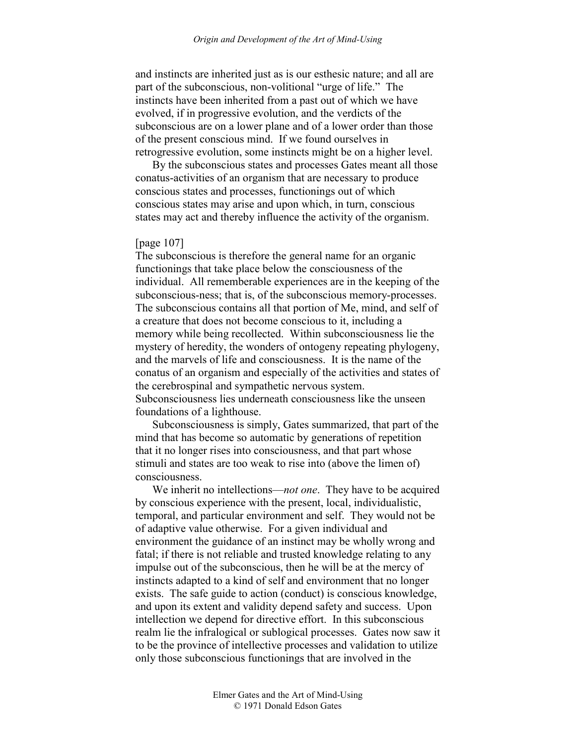and instincts are inherited just as is our esthesic nature; and all are part of the subconscious, non-volitional "urge of life." The instincts have been inherited from a past out of which we have evolved, if in progressive evolution, and the verdicts of the subconscious are on a lower plane and of a lower order than those of the present conscious mind. If we found ourselves in retrogressive evolution, some instincts might be on a higher level.

By the subconscious states and processes Gates meant all those conatus-activities of an organism that are necessary to produce conscious states and processes, functionings out of which conscious states may arise and upon which, in turn, conscious states may act and thereby influence the activity of the organism.

[page 107]

The subconscious is therefore the general name for an organic functionings that take place below the consciousness of the individual. All rememberable experiences are in the keeping of the subconscious-ness; that is, of the subconscious memory-processes. The subconscious contains all that portion of Me, mind, and self of a creature that does not become conscious to it, including a memory while being recollected. Within subconsciousness lie the mystery of heredity, the wonders of ontogeny repeating phylogeny, and the marvels of life and consciousness. It is the name of the conatus of an organism and especially of the activities and states of the cerebrospinal and sympathetic nervous system. Subconsciousness lies underneath consciousness like the unseen foundations of a lighthouse.

Subconsciousness is simply, Gates summarized, that part of the mind that has become so automatic by generations of repetition that it no longer rises into consciousness, and that part whose stimuli and states are too weak to rise into (above the limen of) consciousness.

We inherit no intellections—*not one*. They have to be acquired by conscious experience with the present, local, individualistic, temporal, and particular environment and self. They would not be of adaptive value otherwise. For a given individual and environment the guidance of an instinct may be wholly wrong and fatal; if there is not reliable and trusted knowledge relating to any impulse out of the subconscious, then he will be at the mercy of instincts adapted to a kind of self and environment that no longer exists. The safe guide to action (conduct) is conscious knowledge, and upon its extent and validity depend safety and success. Upon intellection we depend for directive effort. In this subconscious realm lie the infralogical or sublogical processes. Gates now saw it to be the province of intellective processes and validation to utilize only those subconscious functionings that are involved in the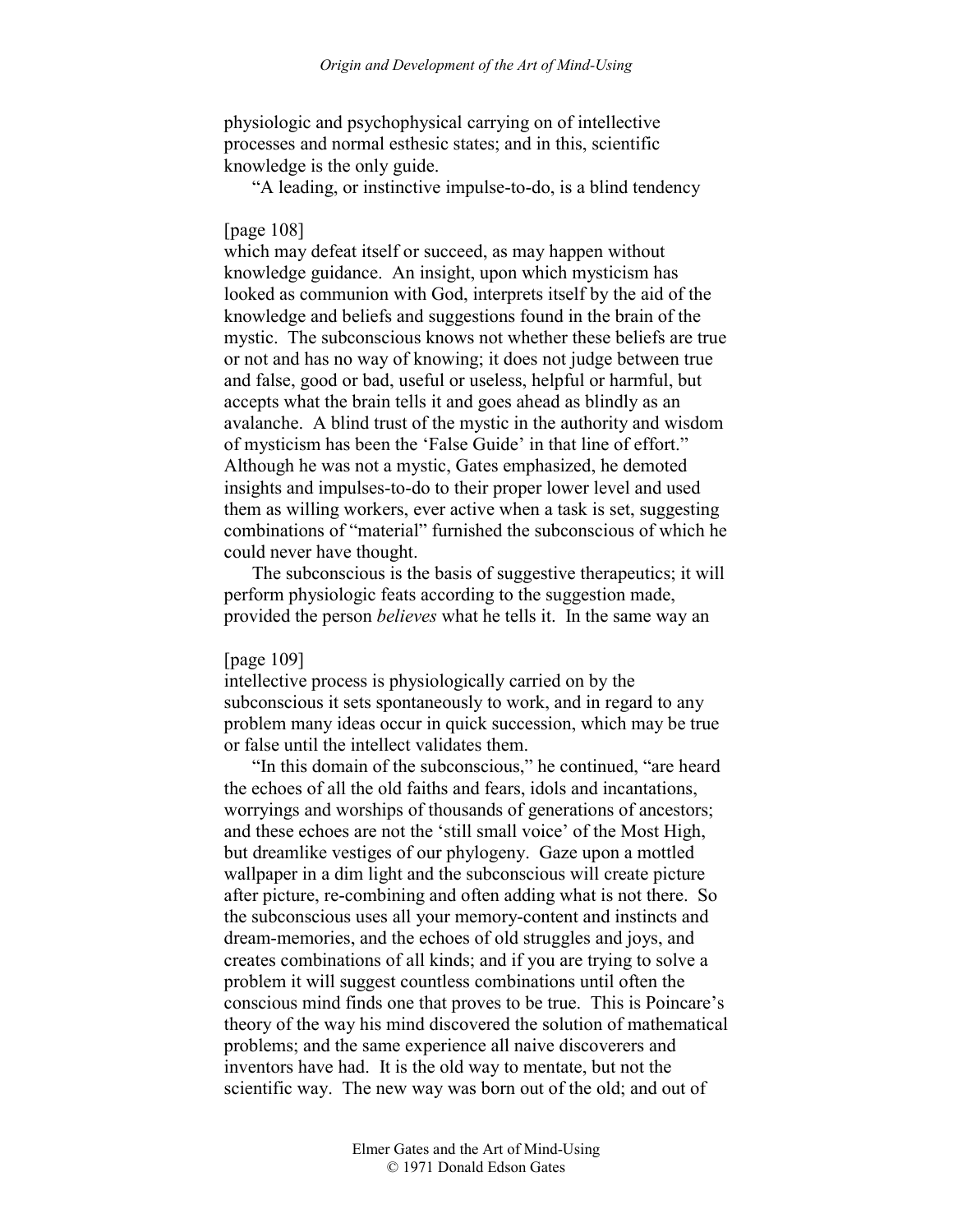physiologic and psychophysical carrying on of intellective processes and normal esthesic states; and in this, scientific knowledge is the only guide.

"A leading, or instinctive impulse-to-do, is a blind tendency

[page 108]

which may defeat itself or succeed, as may happen without knowledge guidance. An insight, upon which mysticism has looked as communion with God, interprets itself by the aid of the knowledge and beliefs and suggestions found in the brain of the mystic. The subconscious knows not whether these beliefs are true or not and has no way of knowing; it does not judge between true and false, good or bad, useful or useless, helpful or harmful, but accepts what the brain tells it and goes ahead as blindly as an avalanche. A blind trust of the mystic in the authority and wisdom of mysticism has been the 'False Guide' in that line of effort." Although he was not a mystic, Gates emphasized, he demoted insights and impulses-to-do to their proper lower level and used them as willing workers, ever active when a task is set, suggesting combinations of "material" furnished the subconscious of which he could never have thought.

The subconscious is the basis of suggestive therapeutics; it will perform physiologic feats according to the suggestion made, provided the person *believes* what he tells it. In the same way an

[page 109]

intellective process is physiologically carried on by the subconscious it sets spontaneously to work, and in regard to any problem many ideas occur in quick succession, which may be true or false until the intellect validates them.

"In this domain of the subconscious," he continued, "are heard the echoes of all the old faiths and fears, idols and incantations, worryings and worships of thousands of generations of ancestors; and these echoes are not the 'still small voice' of the Most High, but dreamlike vestiges of our phylogeny. Gaze upon a mottled wallpaper in a dim light and the subconscious will create picture after picture, re-combining and often adding what is not there. So the subconscious uses all your memory-content and instincts and dream-memories, and the echoes of old struggles and joys, and creates combinations of all kinds; and if you are trying to solve a problem it will suggest countless combinations until often the conscious mind finds one that proves to be true. This is Poincare's theory of the way his mind discovered the solution of mathematical problems; and the same experience all naive discoverers and inventors have had. It is the old way to mentate, but not the scientific way. The new way was born out of the old; and out of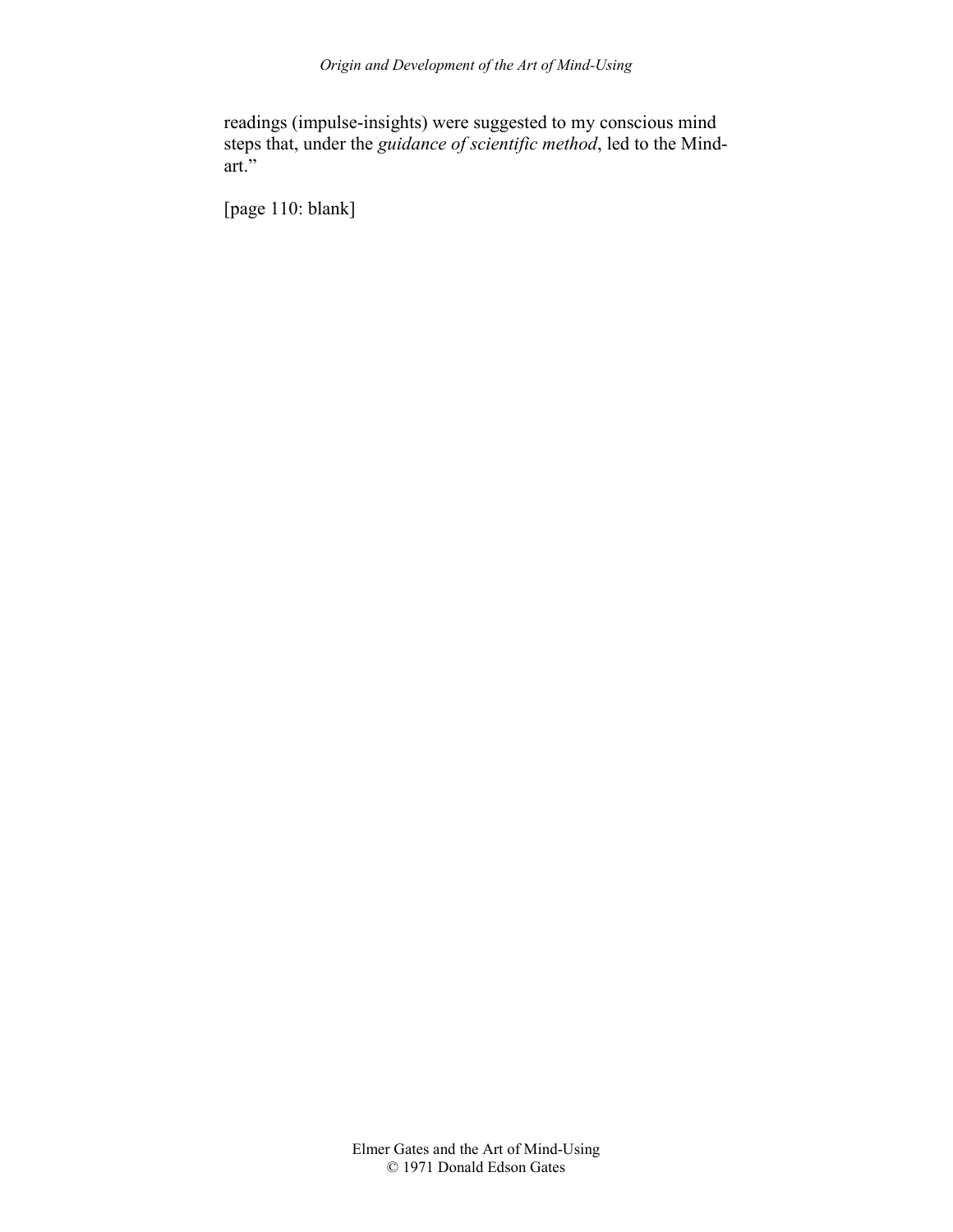readings (impulse-insights) were suggested to my conscious mind steps that, under the *guidance of scientific method*, led to the Mind-art."

[page 110: blank]